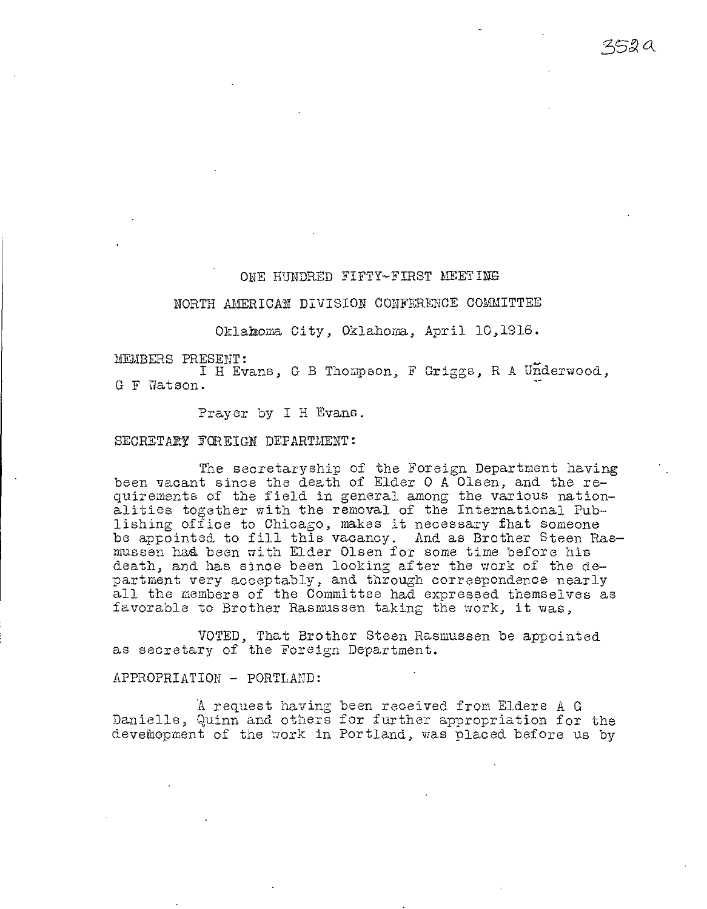## ONE HUNDRED FIFTY-FIRST MEETING

## NORTH AMERICAN DIVISION CONFERENCE COMMITTEE

Oklahoma City, Oklahoma, April 10,1916.

MEMBERS PRESENT:
I H Evans, G B Thompson, F Griggs, R A Underwood, G F Watson.

Prayer by I H Evans.

SECRETARY FOREIGN DEPARTMENT:

The secretaryship of the Foreign Department having been vacant since the death of Elder O A Olsen, and the requirements of the field in general among the various nationalities together with the removal of the International Publishing office to Chicago, makes it necessary that someone be appointed to fill this vacancy. And as Brother Steen Rasmussen had been with Elder Olsen for some time before his death, and has since been looking after the work of the department very acceptably, and through correspondence nearly all the members of the Committee had expressed themselves as favorable to Brother Rasmussen taking the work, it was,

VOTED, That Brother Steen Rasmussen be appointed as secretary of the Foreign Department.

APPROPRIATION - PORTLAND:

A request having been received from Elders A G Daniells, Quinn and others for further appropriation for the development of the work in Portland, was placed before us by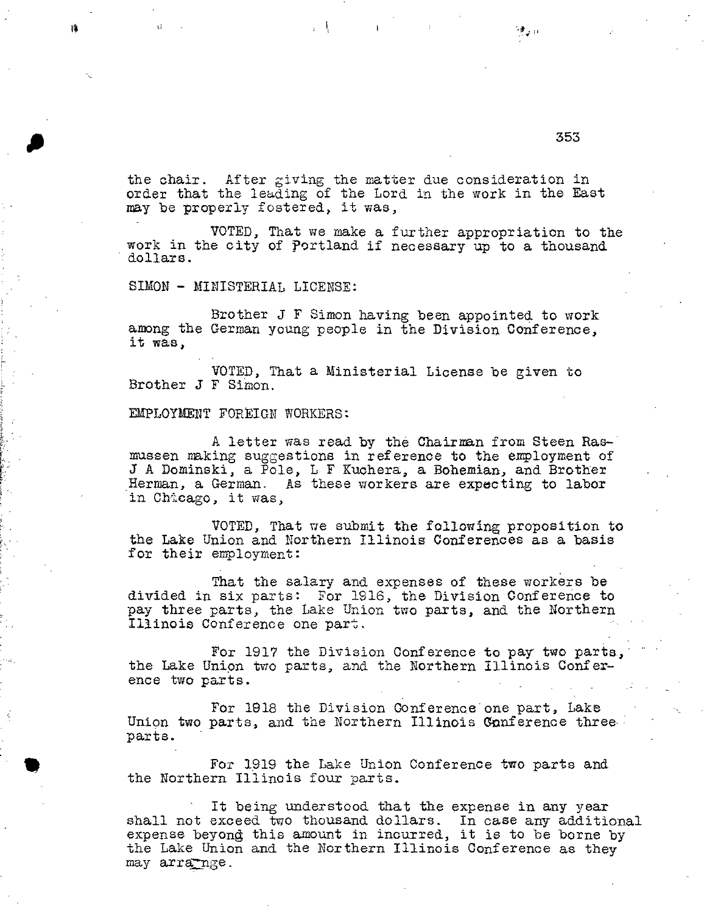the chair. After giving the matter due consideration in order that the leading of the Lord in the work in the East may be properly fostered, it was,

VOTED, That we make a further appropriation to the work in the city of Portland if necessary up to a thousand dollars.

SIMON - MINISTERIAL LICENSE:

Brother J F Simon having been appointed to work among the German young people in the Division Conference, it was,

VOTED, That a Ministerial License be given to Brother J F Simon.

EMPLOYMENT FOREIGN WORKERS:

A letter was read by the Chairman from Steen Rasmussen making suggestions in reference to the employment of J A Dominski, a Pole, L F Kuchera, a Bohemian, and Brother Herman, a German. As these workers are expecting to labor in Chicago, it was,

VOTED, That we submit the following proposition to the Lake Union and Northern Illinois Conferences as a basis for their employment:

That the salary and expenses of these workers be divided in six parts: For 1916, the Division Conference to pay three parts, the Lake Union two parts, and the Northern Illinois Conference one part.

For 1917 the Division Conference to pay two parts, the Lake Union two parts, and the Northern Illinois Conference two parts.

For 1918 the Division Conference one part, Lake Union two parts, and the Northern Illinois Conference three parts.

For 1919 the Lake Union Conference two parts and the Northern Illinois four parts.

It being understood that the expense in any year shall not exceed two thousand dollars. In case any additional expense beyond this amount in incurred, it is to be borne by the Lake Union and the Northern Illinois Conference as they may arrange.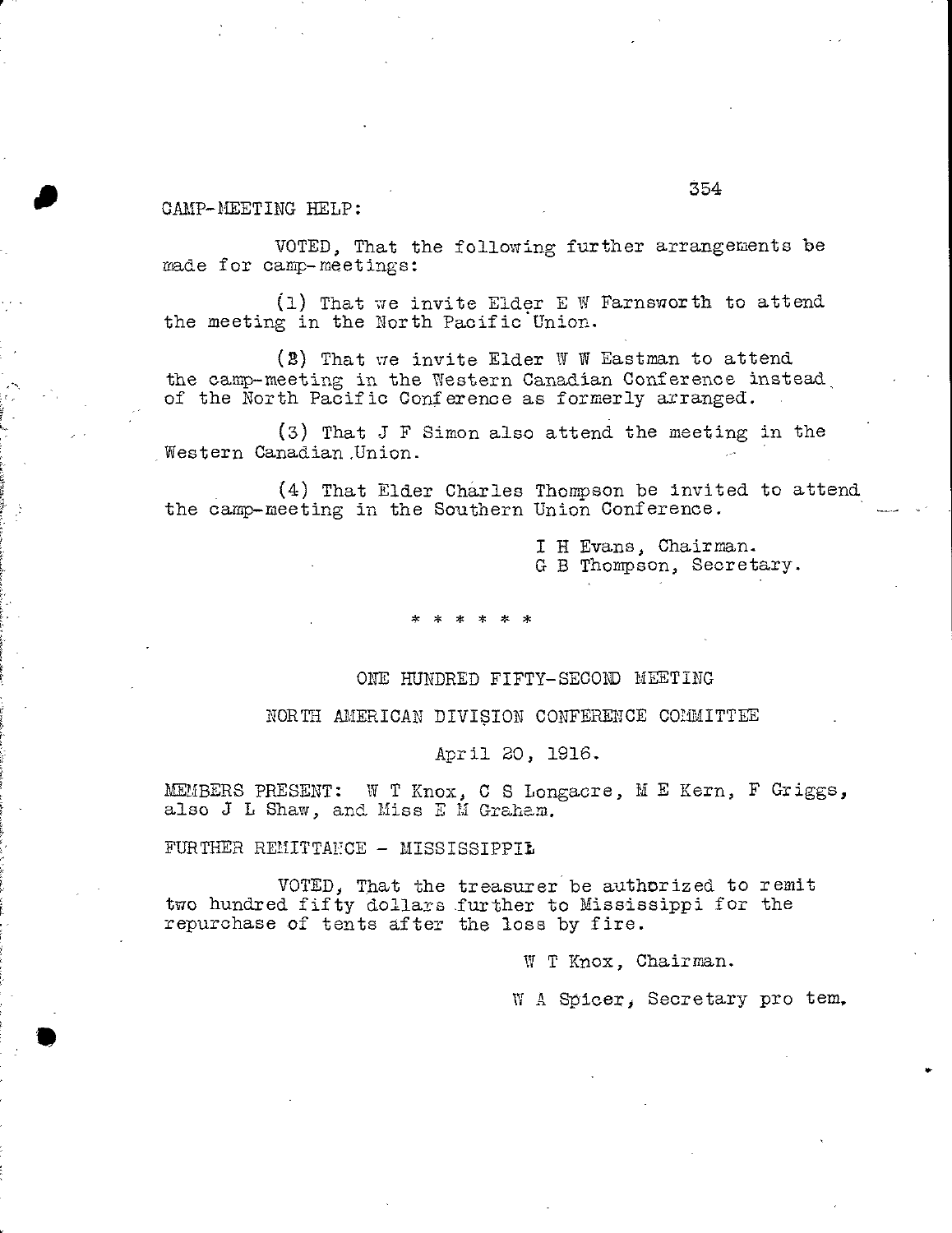CAMP-MEETING HELP:

VOTED, That the following further arrangements be made for camp-meetings:

(1) That we invite Elder E W Farnsworth to attend the meeting in the North Pacific Union.

(2) That we invite Elder W W Eastman to attend the camp-meeting in the Western Canadian Conference instead of the North Pacific Conference as formerly arranged.

(3) That J F Simon also attend the meeting in the Western Canadian Union.

(4) That Elder Charles Thompson be invited to attend the camp-meeting in the Southern Union Conference.

I H Evans, Chairman.
G B Thompson, Secretary.

\* \* \* \* \* \*

## ONE HUNDRED FIFTY-SECOND MEETING

## NORTH AMERICAN DIVISION CONFERENCE COMMITTEE

April 20, 1916.

MEMBERS PRESENT: W T Knox, C S Longacre, M E Kern, F Griggs, also J L Shaw, and Miss E M Graham.

FURTHER REMITTANCE - MISSISSIPPI

VOTED, That the treasurer be authorized to remit two hundred fifty dollars further to Mississippi for the repurchase of tents after the loss by fire.

W T Knox, Chairman.

W A Spicer, Secretary pro tem.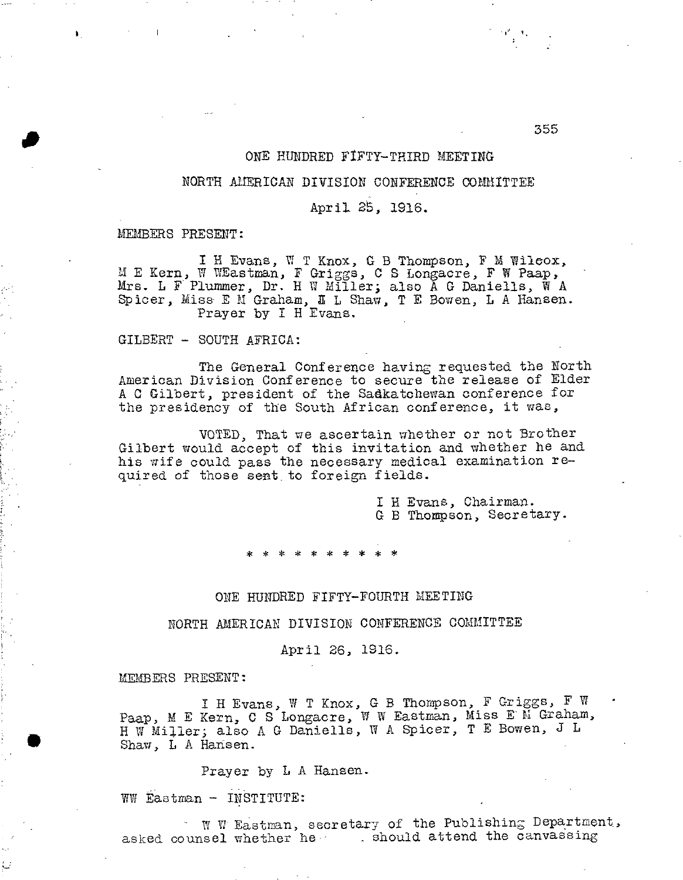## ONE HUNDRED FIFTY-THIRD MEETING

## NORTH AMERICAN DIVISION CONFERENCE COMMITTEE

April 25, 1916.

MEMBERS PRESENT:

I H Evans, W T Knox, G B Thompson, F M Wilcox, M E Kern, W WEastman, F Griggs, C S Longacre, F W Paap, Mrs. L F Plummer, Dr. H W Miller; also A G Daniells, W A Spicer, Miss E M Graham, J L Shaw, T E Bowen, L A Hansen.
Prayer by I H Evans.

GILBERT - SOUTH AFRICA:

The General Conference having requested the North American Division Conference to secure the release of Elder A C Gilbert, president of the Sadkatchewan conference for the presidency of the South African conference, it was,

VOTED, That we ascertain whether or not Brother Gilbert would accept of this invitation and whether he and his wife could pass the necessary medical examination required of those sent to foreign fields.

I H Evans, Chairman.
G B Thompson, Secretary.

* * * * * * * * * *

## ONE HUNDRED FIFTY-FOURTH MEETING

## NORTH AMERICAN DIVISION CONFERENCE COMMITTEE

April 26, 1916.

MEMBERS PRESENT:

I H Evans, W T Knox, G B Thompson, F Griggs, F W Paap, M E Kern, C S Longacre, W W Eastman, Miss E M Graham, H W Miller; also A G Daniells, W A Spicer, T E Bowen, J L Shaw, L A Hansen.

Prayer by L A Hansen.

WW Eastman - INSTITUTE:

W W Eastman, secretary of the Publishing Department, asked counsel whether he should attend the canvassing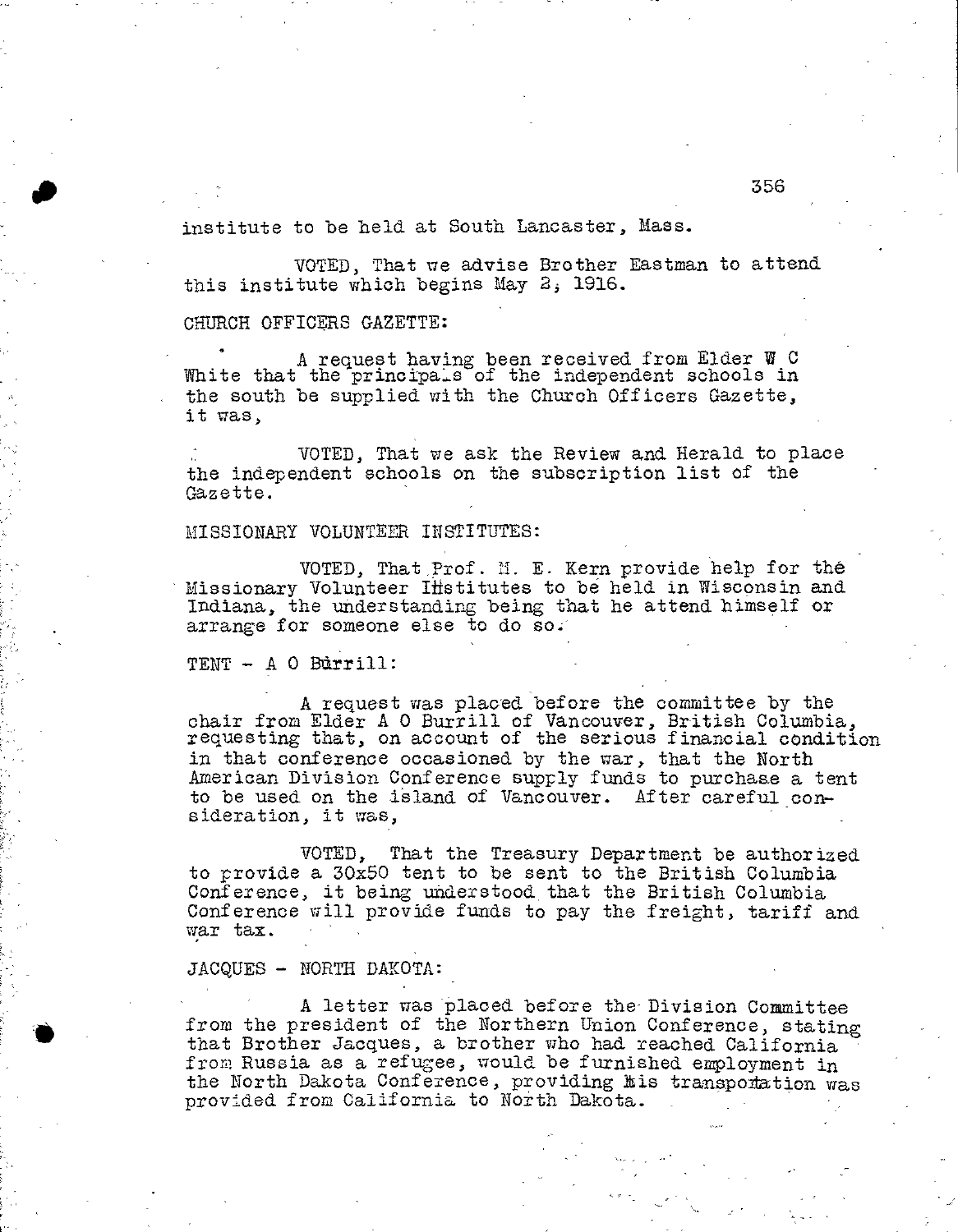institute to be held at South Lancaster, Mass.

VOTED, That we advise Brother Eastman to attend this institute which begins May 2, 1916.

CHURCH OFFICERS GAZETTE:

A request having been received from Elder W C White that the principals of the independent schools in the south be supplied with the Church Officers Gazette, it was,

VOTED, That we ask the Review and Herald to place the independent schools on the subscription list of the Gazette.

MISSIONARY VOLUNTEER INSTITUTES:

VOTED, That Prof. M. E. Kern provide help for the Missionary Volunteer Institutes to be held in Wisconsin and Indiana, the understanding being that he attend himself or arrange for someone else to do so.

TENT - A O Burrill:

A request was placed before the committee by the chair from Elder A O Burrill of Vancouver, British Columbia, requesting that, on account of the serious financial condition in that conference occasioned by the war, that the North American Division Conference supply funds to purchase a tent to be used on the island of Vancouver. After careful consideration, it was,

VOTED, That the Treasury Department be authorized to provide a 30x50 tent to be sent to the British Columbia Conference, it being understood that the British Columbia Conference will provide funds to pay the freight, tariff and war tax.

JACQUES - NORTH DAKOTA:

A letter was placed before the Division Committee from the president of the Northern Union Conference, stating that Brother Jacques, a brother who had reached California from Russia as a refugee, would be furnished employment in the North Dakota Conference, providing his transportation was provided from California to North Dakota.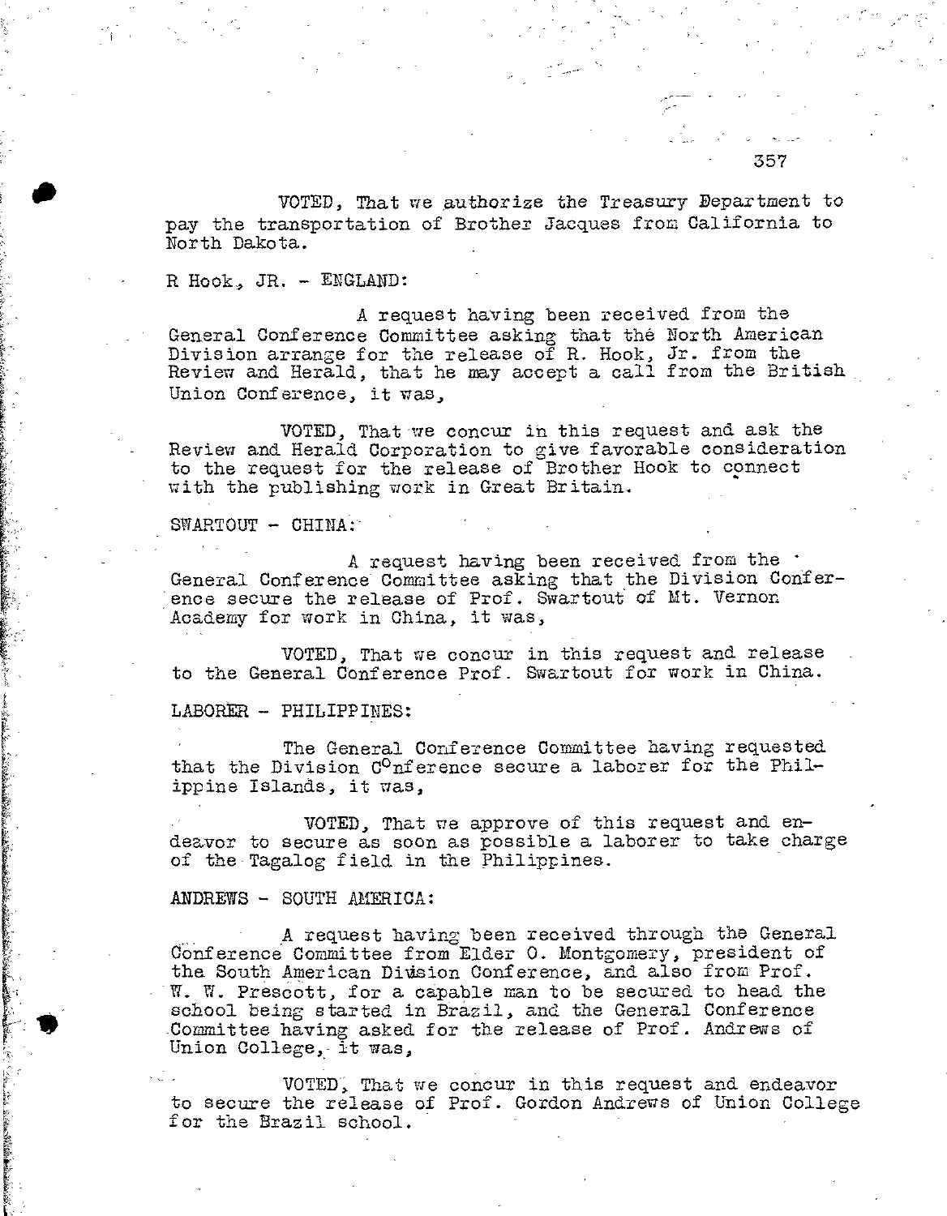VOTED, That we authorize the Treasury Department to pay the transportation of Brother Jacques from California to North Dakota.

R Hook, JR. - ENGLAND:

A request having been received from the General Conference Committee asking that the North American Division arrange for the release of R. Hook, Jr. from the Review and Herald, that he may accept a call from the British Union Conference, it was,

VOTED, That we concur in this request and ask the Review and Herald Corporation to give favorable consideration to the request for the release of Brother Hook to connect with the publishing work in Great Britain.

SWARTOUT - CHINA:

A request having been received from the General Conference Committee asking that the Division Conference secure the release of Prof. Swartout of Mt. Vernon Academy for work in China, it was,

VOTED, That we concur in this request and release to the General Conference Prof. Swartout for work in China.

LABORER - PHILIPPINES:

The General Conference Committee having requested that the Division Conference secure a laborer for the Philippine Islands, it was,

VOTED, That we approve of this request and endeavor to secure as soon as possible a laborer to take charge of the Tagalog field in the Philippines.

ANDREWS - SOUTH AMERICA:

A request having been received through the General Conference Committee from Elder O. Montgomery, president of the South American Division Conference, and also from Prof. W. W. Prescott, for a capable man to be secured to head the school being started in Brazil, and the General Conference Committee having asked for the release of Prof. Andrews of Union College, it was,

VOTED, That we concur in this request and endeavor to secure the release of Prof. Gordon Andrews of Union College for the Brazil school.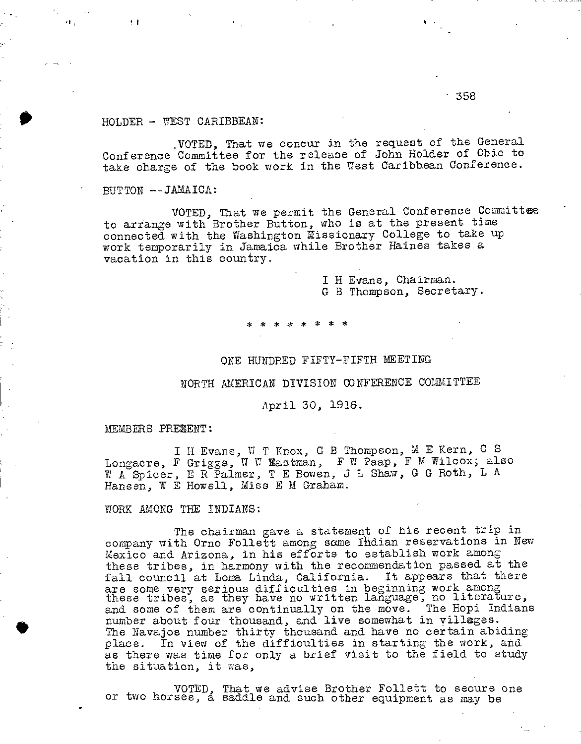HOLDER - WEST CARIBBEAN:

VOTED, That we concur in the request of the General Conference Committee for the release of John Holder of Ohio to take charge of the book work in the West Caribbean Conference.

BUTTON --JAMAICA:

VOTED, That we permit the General Conference Committee to arrange with Brother Button, who is at the present time connected with the Washington Missionary College to take up work temporarily in Jamaica while Brother Haines takes a vacation in this country.

I H Evans, Chairman.
G B Thompson, Secretary.

* * * * * * * * *

ONE HUNDRED FIFTY-FIFTH MEETING

NORTH AMERICAN DIVISION CONFERENCE COMMITTEE

April 30, 1916.

MEMBERS PRESENT:

I H Evans, W T Knox, G B Thompson, M E Kern, C S Longacre, F Griggs, W W Eastman, F W Paap, F M Wilcox; also W A Spicer, E R Palmer, T E Bowen, J L Shaw, G G Roth, L A Hansen, W E Howell, Miss E M Graham.

WORK AMONG THE INDIANS:

The chairman gave a statement of his recent trip in company with Orno Follett among some Indian reservations in New Mexico and Arizona, in his efforts to establish work among these tribes, in harmony with the recommendation passed at the fall council at Loma Linda, California. It appears that there are some very serious difficulties in beginning work among these tribes, as they have no written language, no literature, and some of them are continually on the move. The Hopi Indians number about four thousand, and live somewhat in villages. The Navajos number thirty thousand and have no certain abiding place. In view of the difficulties in starting the work, and as there was time for only a brief visit to the field to study the situation, it was,

VOTED, That we advise Brother Follett to secure one or two horses, a saddle and such other equipment as may be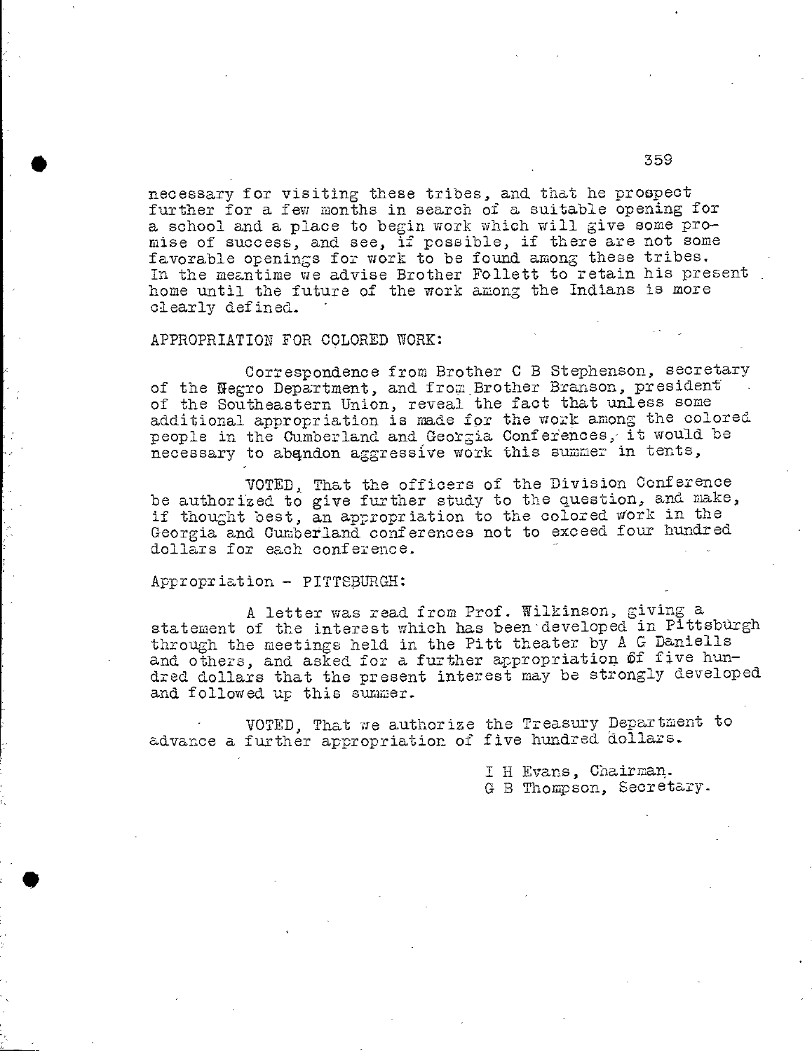necessary for visiting these tribes, and that he prospect further for a few months in search of a suitable opening for a school and a place to begin work which will give some promise of success, and see, if possible, if there are not some favorable openings for work to be found among these tribes. In the meantime we advise Brother Follett to retain his present home until the future of the work among the Indians is more clearly defined.

APPROPRIATION FOR COLORED WORK:

Correspondence from Brother C B Stephenson, secretary of the Negro Department, and from Brother Branson, president of the Southeastern Union, reveal the fact that unless some additional appropriation is made for the work among the colored people in the Cumberland and Georgia Conferences, it would be necessary to abandon aggressive work this summer in tents,

VOTED, That the officers of the Division Conference be authorized to give further study to the question, and make, if thought best, an appropriation to the colored work in the Georgia and Cumberland conferences not to exceed four hundred dollars for each conference.

Appropriation - PITTSBURGH:

A letter was read from Prof. Wilkinson, giving a statement of the interest which has been developed in Pittsburgh through the meetings held in the Pitt theater by A G Daniells and others, and asked for a further appropriation of five hundred dollars that the present interest may be strongly developed and followed up this summer.

VOTED, That we authorize the Treasury Department to advance a further appropriation of five hundred dollars.

I H Evans, Chairman.
G B Thompson, Secretary.